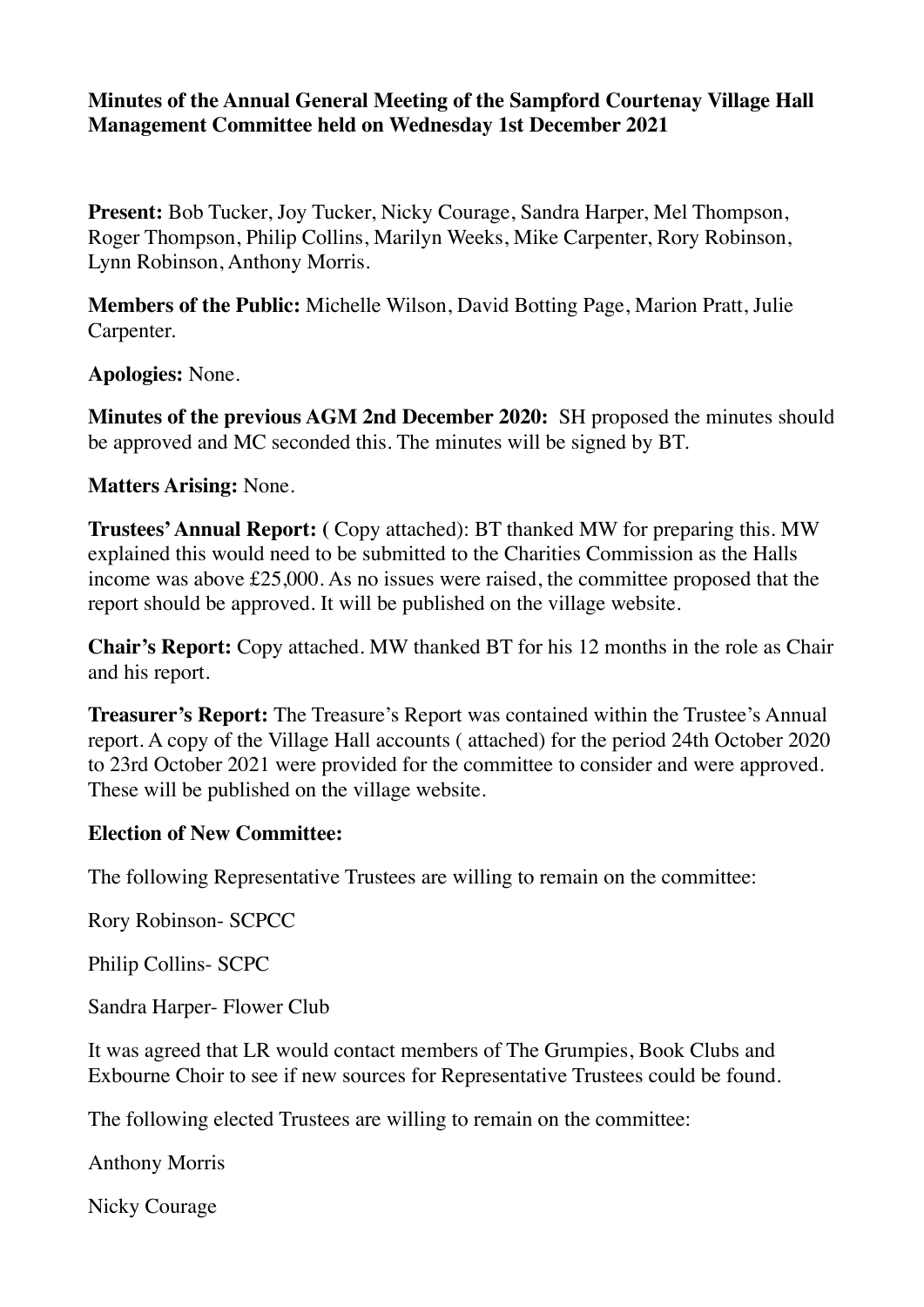**Minutes of the Annual General Meeting of the Sampford Courtenay Village Hall Management Committee held on Wednesday 1st December 2021**

**Present:** Bob Tucker, Joy Tucker, Nicky Courage, Sandra Harper, Mel Thompson, Roger Thompson, Philip Collins, Marilyn Weeks, Mike Carpenter, Rory Robinson, Lynn Robinson, Anthony Morris.

**Members of the Public:** Michelle Wilson, David Botting Page, Marion Pratt, Julie Carpenter.

**Apologies:** None.

**Minutes of the previous AGM 2nd December 2020:** SH proposed the minutes should be approved and MC seconded this. The minutes will be signed by BT.

**Matters Arising:** None.

**Trustees' Annual Report: (** Copy attached): BT thanked MW for preparing this. MW explained this would need to be submitted to the Charities Commission as the Halls income was above £25,000. As no issues were raised, the committee proposed that the report should be approved. It will be published on the village website.

**Chair's Report:** Copy attached. MW thanked BT for his 12 months in the role as Chair and his report.

**Treasurer's Report:** The Treasure's Report was contained within the Trustee's Annual report. A copy of the Village Hall accounts ( attached) for the period 24th October 2020 to 23rd October 2021 were provided for the committee to consider and were approved. These will be published on the village website.

**Election of New Committee:**

The following Representative Trustees are willing to remain on the committee:

Rory Robinson- SCPCC

Philip Collins- SCPC

Sandra Harper- Flower Club

It was agreed that LR would contact members of The Grumpies, Book Clubs and Exbourne Choir to see if new sources for Representative Trustees could be found.

The following elected Trustees are willing to remain on the committee:

Anthony Morris

Nicky Courage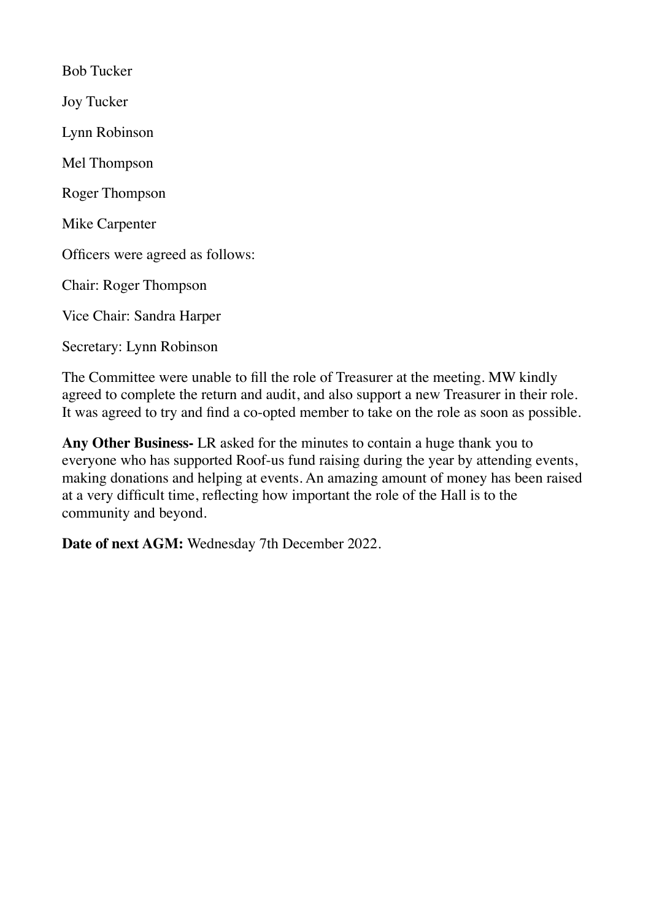Bob Tucker

Joy Tucker

Lynn Robinson

Mel Thompson

Roger Thompson

Mike Carpenter

Officers were agreed as follows:

Chair: Roger Thompson

Vice Chair: Sandra Harper

Secretary: Lynn Robinson

The Committee were unable to fill the role of Treasurer at the meeting. MW kindly agreed to complete the return and audit, and also support a new Treasurer in their role. It was agreed to try and find a co-opted member to take on the role as soon as possible.

**Any Other Business-** LR asked for the minutes to contain a huge thank you to everyone who has supported Roof-us fund raising during the year by attending events, making donations and helping at events. An amazing amount of money has been raised at a very difficult time, reflecting how important the role of the Hall is to the community and beyond.

**Date of next AGM:** Wednesday 7th December 2022.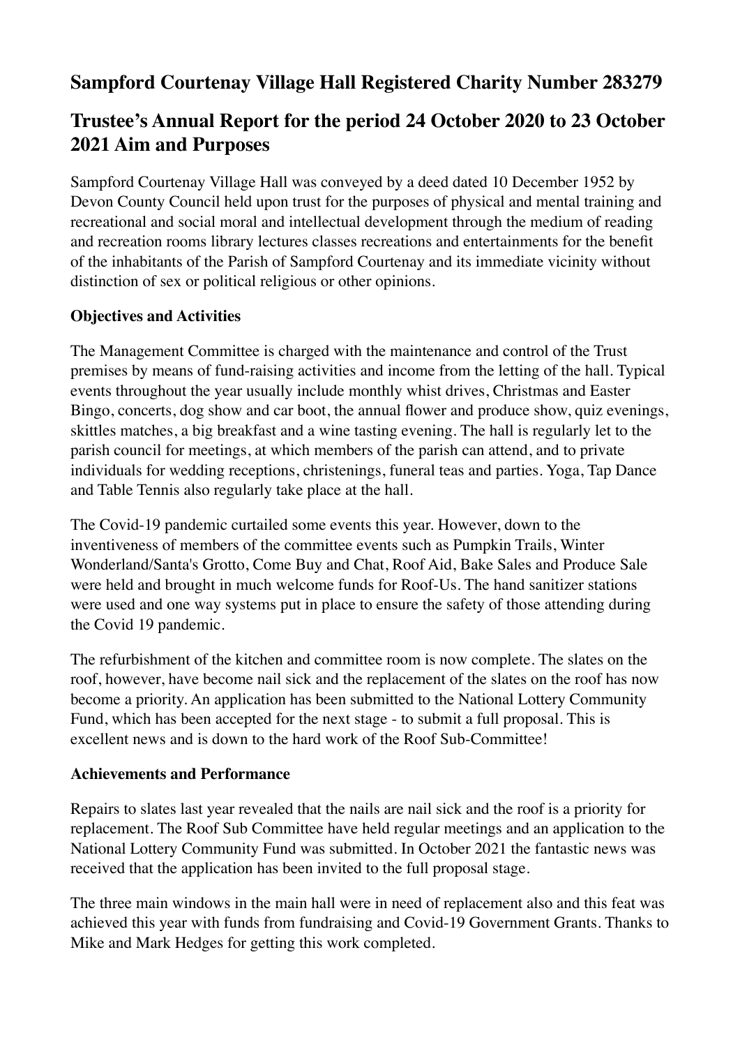# Sampford Courtenay Village Hall Registered Charity Number 283279

# Trustee's Annual Report for the period 24 October 2020 to 23 October 2021 Aim and Purposes

Sampford Courtenay Village Hall was conveyed by a deed dated 10 December 1952 by Devon County Council held upon trust for the purposes of physical and mental training and recreational and social moral and intellectual development through the medium of reading and recreation rooms library lectures classes recreations and entertainments for the benefit of the inhabitants of the Parish of Sampford Courtenay and its immediate vicinity without distinction of sex or political religious or other opinions.

**Objectives and Activities**

The Management Committee is charged with the maintenance and control of the Trust premises by means of fund-raising activities and income from the letting of the hall. Typical events throughout the year usually include monthly whist drives, Christmas and Easter Bingo, concerts, dog show and car boot, the annual flower and produce show, quiz evenings, skittles matches, a big breakfast and a wine tasting evening. The hall is regularly let to the parish council for meetings, at which members of the parish can attend, and to private individuals for wedding receptions, christenings, funeral teas and parties. Yoga, Tap Dance and Table Tennis also regularly take place at the hall.

The Covid-19 pandemic curtailed some events this year. However, down to the inventiveness of members of the committee events such as Pumpkin Trails, Winter Wonderland/Santa's Grotto, Come Buy and Chat, Roof Aid, Bake Sales and Produce Sale were held and brought in much welcome funds for Roof-Us. The hand sanitizer stations were used and one way systems put in place to ensure the safety of those attending during the Covid 19 pandemic.

The refurbishment of the kitchen and committee room is now complete. The slates on the roof, however, have become nail sick and the replacement of the slates on the roof has now become a priority. An application has been submitted to the National Lottery Community Fund, which has been accepted for the next stage - to submit a full proposal. This is excellent news and is down to the hard work of the Roof Sub-Committee!

**Achievements and Performance**

Repairs to slates last year revealed that the nails are nail sick and the roof is a priority for replacement. The Roof Sub Committee have held regular meetings and an application to the National Lottery Community Fund was submitted. In October 2021 the fantastic news was received that the application has been invited to the full proposal stage.

The three main windows in the main hall were in need of replacement also and this feat was achieved this year with funds from fundraising and Covid-19 Government Grants. Thanks to Mike and Mark Hedges for getting this work completed.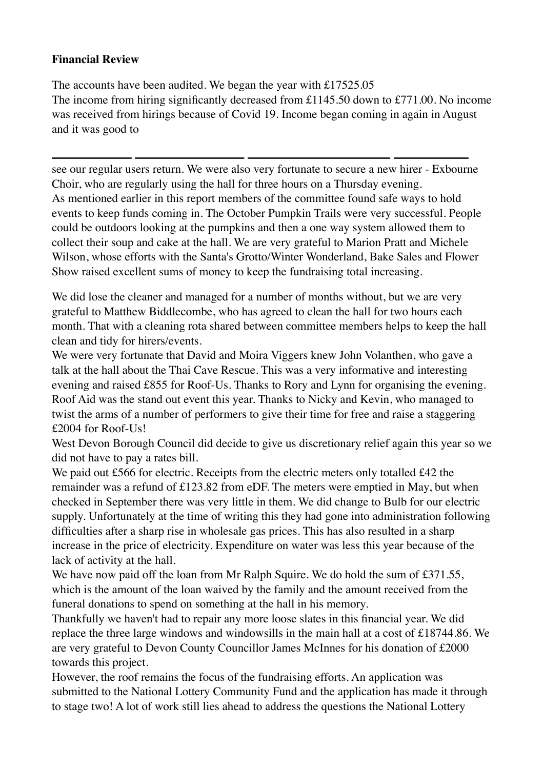**Financial Review**

The accounts have been audited. We began the year with £17525.05
The income from hiring significantly decreased from £1145.50 down to £771.00. No income was received from hirings because of Covid 19. Income began coming in again in August and it was good to

see our regular users return. We were also very fortunate to secure a new hirer - Exbourne Choir, who are regularly using the hall for three hours on a Thursday evening.
As mentioned earlier in this report members of the committee found safe ways to hold events to keep funds coming in. The October Pumpkin Trails were very successful. People could be outdoors looking at the pumpkins and then a one way system allowed them to collect their soup and cake at the hall. We are very grateful to Marion Pratt and Michele Wilson, whose efforts with the Santa's Grotto/Winter Wonderland, Bake Sales and Flower Show raised excellent sums of money to keep the fundraising total increasing.

We did lose the cleaner and managed for a number of months without, but we are very grateful to Matthew Biddlecombe, who has agreed to clean the hall for two hours each month. That with a cleaning rota shared between committee members helps to keep the hall clean and tidy for hirers/events.
We were very fortunate that David and Moira Viggers knew John Volanthen, who gave a talk at the hall about the Thai Cave Rescue. This was a very informative and interesting evening and raised £855 for Roof-Us. Thanks to Rory and Lynn for organising the evening.
Roof Aid was the stand out event this year. Thanks to Nicky and Kevin, who managed to twist the arms of a number of performers to give their time for free and raise a staggering £2004 for Roof-Us!
West Devon Borough Council did decide to give us discretionary relief again this year so we did not have to pay a rates bill.
We paid out £566 for electric. Receipts from the electric meters only totalled £42 the remainder was a refund of £123.82 from eDF. The meters were emptied in May, but when checked in September there was very little in them. We did change to Bulb for our electric supply. Unfortunately at the time of writing this they had gone into administration following difficulties after a sharp rise in wholesale gas prices. This has also resulted in a sharp increase in the price of electricity. Expenditure on water was less this year because of the lack of activity at the hall.
We have now paid off the loan from Mr Ralph Squire. We do hold the sum of £371.55, which is the amount of the loan waived by the family and the amount received from the funeral donations to spend on something at the hall in his memory.
Thankfully we haven't had to repair any more loose slates in this financial year. We did replace the three large windows and windowsills in the main hall at a cost of £18744.86. We are very grateful to Devon County Councillor James McInnes for his donation of £2000 towards this project.
However, the roof remains the focus of the fundraising efforts. An application was submitted to the National Lottery Community Fund and the application has made it through to stage two! A lot of work still lies ahead to address the questions the National Lottery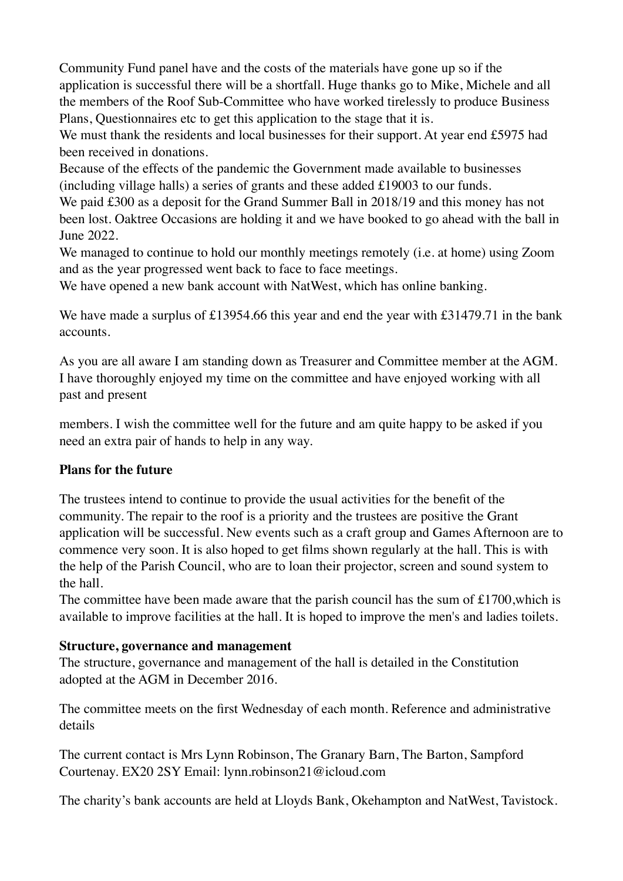Community Fund panel have and the costs of the materials have gone up so if the application is successful there will be a shortfall. Huge thanks go to Mike, Michele and all the members of the Roof Sub-Committee who have worked tirelessly to produce Business Plans, Questionnaires etc to get this application to the stage that it is.

We must thank the residents and local businesses for their support. At year end £5975 had been received in donations.

Because of the effects of the pandemic the Government made available to businesses (including village halls) a series of grants and these added £19003 to our funds.

We paid £300 as a deposit for the Grand Summer Ball in 2018/19 and this money has not been lost. Oaktree Occasions are holding it and we have booked to go ahead with the ball in June 2022.

We managed to continue to hold our monthly meetings remotely (i.e. at home) using Zoom and as the year progressed went back to face to face meetings.

We have opened a new bank account with NatWest, which has online banking.

We have made a surplus of £13954.66 this year and end the year with £31479.71 in the bank accounts.

As you are all aware I am standing down as Treasurer and Committee member at the AGM. I have thoroughly enjoyed my time on the committee and have enjoyed working with all past and present members. I wish the committee well for the future and am quite happy to be asked if you need an extra pair of hands to help in any way.

**Plans for the future**

The trustees intend to continue to provide the usual activities for the benefit of the community. The repair to the roof is a priority and the trustees are positive the Grant application will be successful. New events such as a craft group and Games Afternoon are to commence very soon. It is also hoped to get films shown regularly at the hall. This is with the help of the Parish Council, who are to loan their projector, screen and sound system to the hall.

The committee have been made aware that the parish council has the sum of £1700,which is available to improve facilities at the hall. It is hoped to improve the men's and ladies toilets.

**Structure, governance and management**

The structure, governance and management of the hall is detailed in the Constitution adopted at the AGM in December 2016.

The committee meets on the first Wednesday of each month. Reference and administrative details

The current contact is Mrs Lynn Robinson, The Granary Barn, The Barton, Sampford Courtenay. EX20 2SY Email: lynn.robinson21@icloud.com

The charity's bank accounts are held at Lloyds Bank, Okehampton and NatWest, Tavistock.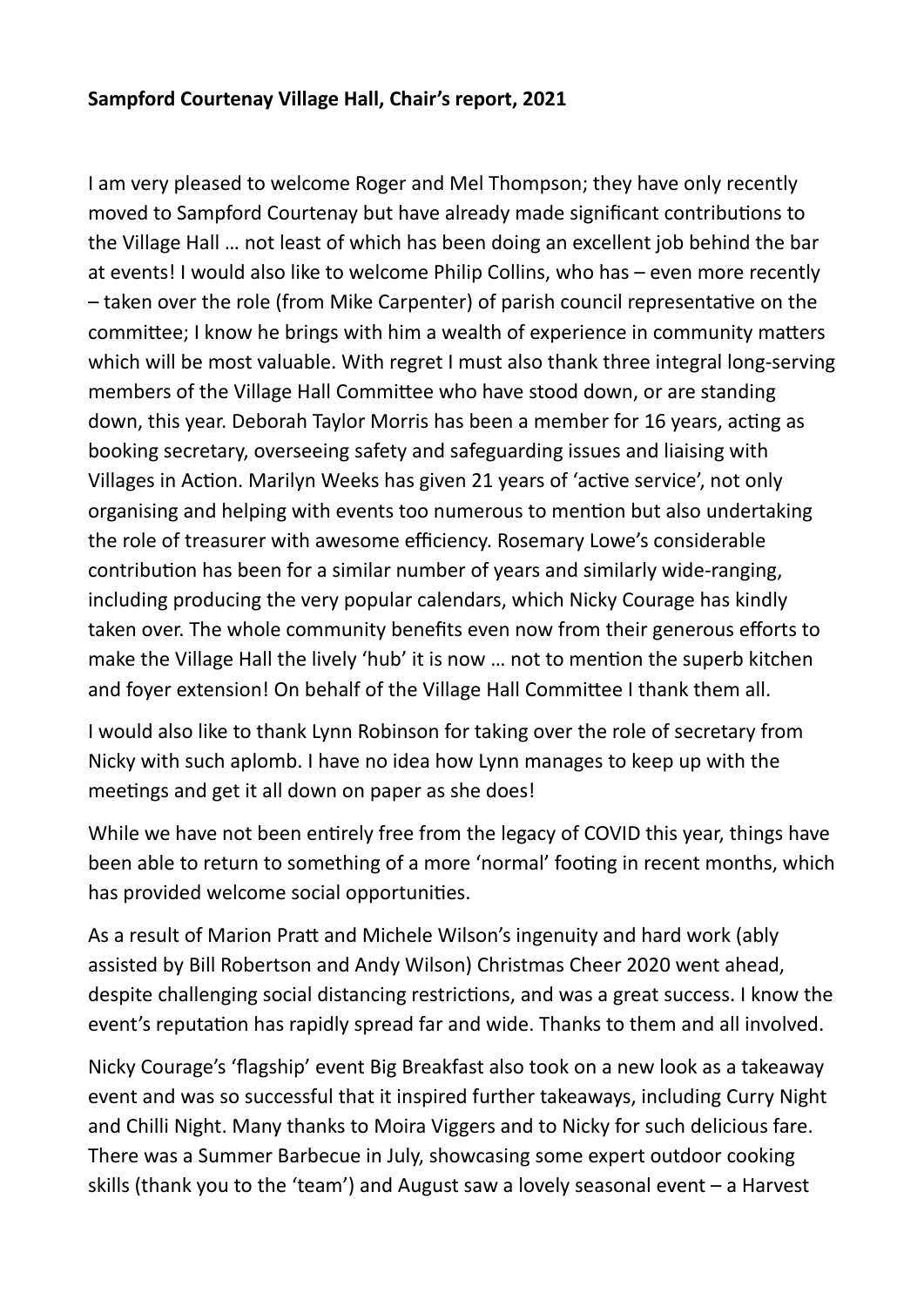**Sampford Courtenay Village Hall, Chair's report, 2021**

I am very pleased to welcome Roger and Mel Thompson; they have only recently moved to Sampford Courtenay but have already made significant contributions to the Village Hall … not least of which has been doing an excellent job behind the bar at events! I would also like to welcome Philip Collins, who has – even more recently – taken over the role (from Mike Carpenter) of parish council representative on the committee; I know he brings with him a wealth of experience in community matters which will be most valuable. With regret I must also thank three integral long-serving members of the Village Hall Committee who have stood down, or are standing down, this year. Deborah Taylor Morris has been a member for 16 years, acting as booking secretary, overseeing safety and safeguarding issues and liaising with Villages in Action. Marilyn Weeks has given 21 years of 'active service', not only organising and helping with events too numerous to mention but also undertaking the role of treasurer with awesome efficiency. Rosemary Lowe's considerable contribution has been for a similar number of years and similarly wide-ranging, including producing the very popular calendars, which Nicky Courage has kindly taken over. The whole community benefits even now from their generous efforts to make the Village Hall the lively 'hub' it is now … not to mention the superb kitchen and foyer extension! On behalf of the Village Hall Committee I thank them all.

I would also like to thank Lynn Robinson for taking over the role of secretary from Nicky with such aplomb. I have no idea how Lynn manages to keep up with the meetings and get it all down on paper as she does!

While we have not been entirely free from the legacy of COVID this year, things have been able to return to something of a more 'normal' footing in recent months, which has provided welcome social opportunities.

As a result of Marion Pratt and Michele Wilson's ingenuity and hard work (ably assisted by Bill Robertson and Andy Wilson) Christmas Cheer 2020 went ahead, despite challenging social distancing restrictions, and was a great success. I know the event's reputation has rapidly spread far and wide. Thanks to them and all involved.

Nicky Courage's 'flagship' event Big Breakfast also took on a new look as a takeaway event and was so successful that it inspired further takeaways, including Curry Night and Chilli Night. Many thanks to Moira Viggers and to Nicky for such delicious fare. There was a Summer Barbecue in July, showcasing some expert outdoor cooking skills (thank you to the 'team') and August saw a lovely seasonal event – a Harvest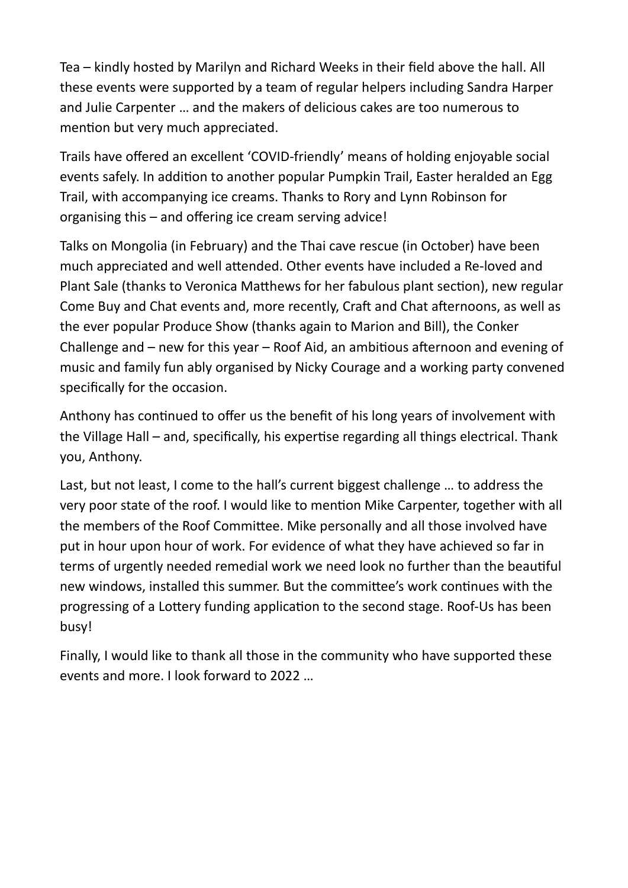Tea – kindly hosted by Marilyn and Richard Weeks in their field above the hall. All these events were supported by a team of regular helpers including Sandra Harper and Julie Carpenter … and the makers of delicious cakes are too numerous to mention but very much appreciated.

Trails have offered an excellent 'COVID-friendly' means of holding enjoyable social events safely. In addition to another popular Pumpkin Trail, Easter heralded an Egg Trail, with accompanying ice creams. Thanks to Rory and Lynn Robinson for organising this – and offering ice cream serving advice!

Talks on Mongolia (in February) and the Thai cave rescue (in October) have been much appreciated and well attended. Other events have included a Re-loved and Plant Sale (thanks to Veronica Matthews for her fabulous plant section), new regular Come Buy and Chat events and, more recently, Craft and Chat afternoons, as well as the ever popular Produce Show (thanks again to Marion and Bill), the Conker Challenge and – new for this year – Roof Aid, an ambitious afternoon and evening of music and family fun ably organised by Nicky Courage and a working party convened specifically for the occasion.

Anthony has continued to offer us the benefit of his long years of involvement with the Village Hall – and, specifically, his expertise regarding all things electrical. Thank you, Anthony.

Last, but not least, I come to the hall's current biggest challenge … to address the very poor state of the roof. I would like to mention Mike Carpenter, together with all the members of the Roof Committee. Mike personally and all those involved have put in hour upon hour of work. For evidence of what they have achieved so far in terms of urgently needed remedial work we need look no further than the beautiful new windows, installed this summer. But the committee's work continues with the progressing of a Lottery funding application to the second stage. Roof-Us has been busy!

Finally, I would like to thank all those in the community who have supported these events and more. I look forward to 2022 …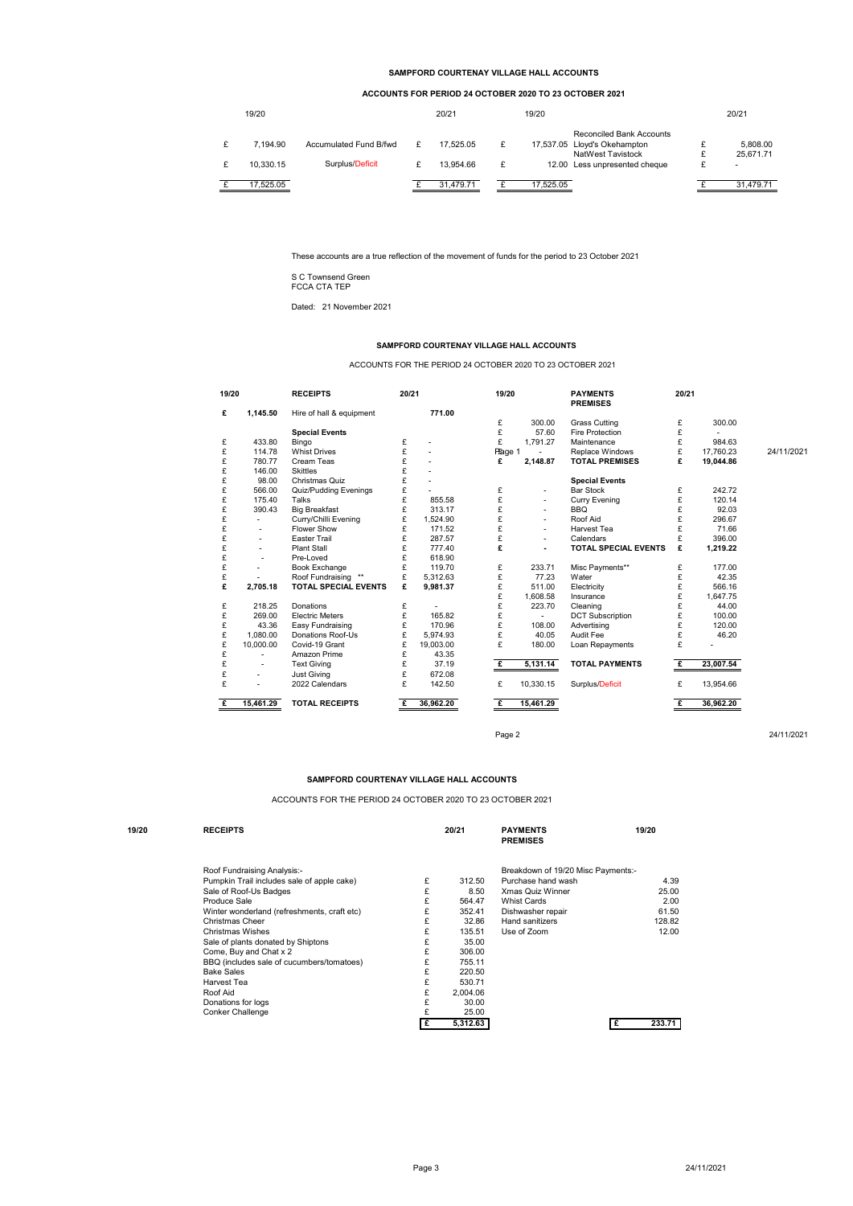## SAMPFORD COURTENAY VILLAGE HALL ACCOUNTS

### ACCOUNTS FOR PERIOD 24 OCTOBER 2020 TO 23 OCTOBER 2021

| 19/20 | | | 20/21 | 19/20 | | 20/21 |
|---|---|---|---|---|---|---|
| £ 7,194.90 | Accumulated Fund B/fwd | | £ 17,525.05 | £ 17,537.05 | Reconciled Bank Accounts Lloyd's Okehampton | £ 5,808.00 |
| | | | | | NatWest Tavistock | £ 25,671.71 |
| £ 10,330.15 | Surplus/Deficit | | £ 13,954.66 | £ 12.00 | Less unpresented cheque | £ - |
| £ 17,525.05 | | | £ 31,479.71 | £ 17,525.05 | | £ 31,479.71 |

These accounts are a true reflection of the movement of funds for the period to 23 October 2021

S C Townsend Green
FCCA CTA TEP

Dated: 21 November 2021

## SAMPFORD COURTENAY VILLAGE HALL ACCOUNTS

ACCOUNTS FOR THE PERIOD 24 OCTOBER 2020 TO 23 OCTOBER 2021

| 19/20 | RECEIPTS | 20/21 | 19/20 | PAYMENTS PREMISES | 20/21 |
|---|---|---|---|---|---|
| £ 1,145.50 | Hire of hall & equipment | 771.00 | | | |
| | | | £ 300.00 | Grass Cutting | £ 300.00 |
| | **Special Events** | | £ 57.60 | Fire Protection | £ - |
| £ 433.80 | Bingo | £ - | £ 1,791.27 | Maintenance | £ 984.63 |
| £ 114.78 | Whist Drives | £ - | £ - | Replace Windows | £ 17,760.23 |
| £ 780.77 | Cream Teas | £ - | **£ 2,148.87** | **TOTAL PREMISES** | **£ 19,044.86** |
| £ 146.00 | Skittles | £ - | | | |
| £ 98.00 | Christmas Quiz | £ - | | **Special Events** | |
| £ 566.00 | Quiz/Pudding Evenings | £ - | £ - | Bar Stock | £ 242.72 |
| £ 175.40 | Talks | £ 855.58 | £ - | Curry Evening | £ 120.14 |
| £ 390.43 | Big Breakfast | £ 313.17 | £ - | BBQ | £ 92.03 |
| £ - | Curry/Chilli Evening | £ 1,524.90 | £ - | Roof Aid | £ 296.67 |
| £ - | Flower Show | £ 171.52 | £ - | Harvest Tea | £ 71.66 |
| £ - | Easter Trail | £ 287.57 | £ - | Calendars | £ 396.00 |
| £ - | Plant Stall | £ 777.40 | **£ -** | **TOTAL SPECIAL EVENTS** | **£ 1,219.22** |
| £ - | Pre-Loved | £ 618.90 | | | |
| £ - | Book Exchange | £ 119.70 | £ 233.71 | Misc Payments** | £ 177.00 |
| £ - | Roof Fundraising ** | £ 5,312.63 | £ 77.23 | Water | £ 42.35 |
| **£ 2,705.18** | **TOTAL SPECIAL EVENTS** | **£ 9,981.37** | £ 511.00 | Electricity | £ 566.16 |
| | | | £ 1,608.58 | Insurance | £ 1,647.75 |
| £ 218.25 | Donations | £ - | £ 223.70 | Cleaning | £ 44.00 |
| £ 269.00 | Electric Meters | £ 165.82 | £ - | DCT Subscription | £ 100.00 |
| £ 43.36 | Easy Fundraising | £ 170.96 | £ 108.00 | Advertising | £ 120.00 |
| £ 1,080.00 | Donations Roof-Us | £ 5,974.93 | £ 40.05 | Audit Fee | £ 46.20 |
| £ 10,000.00 | Covid-19 Grant | £ 19,003.00 | £ 180.00 | Loan Repayments | £ - |
| £ - | Amazon Prime | £ 43.35 | | | |
| £ - | Text Giving | £ 37.19 | **£ 5,131.14** | **TOTAL PAYMENTS** | **£ 23,007.54** |
| £ - | Just Giving | £ 672.08 | | | |
| £ - | 2022 Calendars | £ 142.50 | £ 10,330.15 | Surplus/Deficit | £ 13,954.66 |
| **£ 15,461.29** | **TOTAL RECEIPTS** | **£ 36,962.20** | **£ 15,461.29** | | **£ 36,962.20** |

## SAMPFORD COURTENAY VILLAGE HALL ACCOUNTS

ACCOUNTS FOR THE PERIOD 24 OCTOBER 2020 TO 23 OCTOBER 2021

| 19/20 RECEIPTS | 20/21 | PAYMENTS PREMISES | 19/20 |
|---|---|---|---|
| Roof Fundraising Analysis:- | | Breakdown of 19/20 Misc Payments:- | |
| Pumpkin Trail includes sale of apple cake) | £ 312.50 | Purchase hand wash | 4.39 |
| Sale of Roof-Us Badges | £ 8.50 | Xmas Quiz Winner | 25.00 |
| Produce Sale | £ 564.47 | Whist Cards | 2.00 |
| Winter wonderland (refreshments, craft etc) | £ 352.41 | Dishwasher repair | 61.50 |
| Christmas Cheer | £ 32.86 | Hand sanitizers | 128.82 |
| Christmas Wishes | £ 135.51 | Use of Zoom | 12.00 |
| Sale of plants donated by Shiptons | £ 35.00 | | |
| Come, Buy and Chat x 2 | £ 306.00 | | |
| BBQ (includes sale of cucumbers/tomatoes) | £ 755.11 | | |
| Bake Sales | £ 220.50 | | |
| Harvest Tea | £ 530.71 | | |
| Roof Aid | £ 2,004.06 | | |
| Donations for logs | £ 30.00 | | |
| Conker Challenge | £ 25.00 | | |
| | **£ 5,312.63** | | **£ 233.71** |